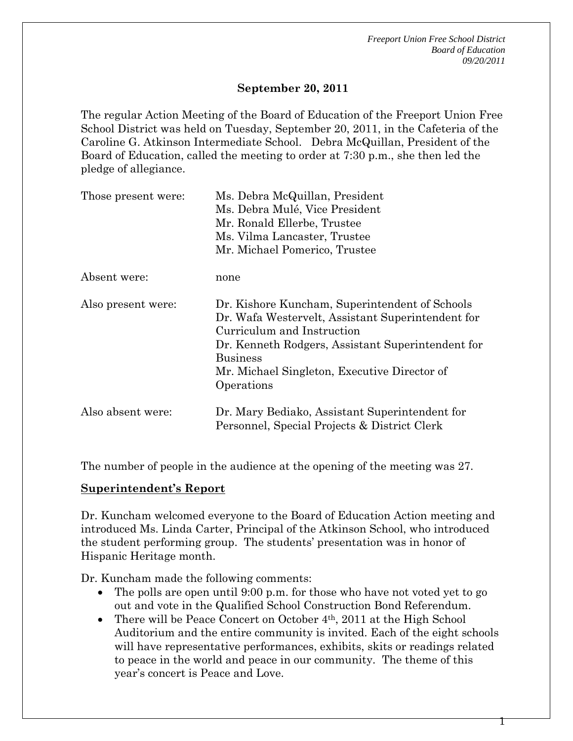**September 20, 2011**

The regular Action Meeting of the Board of Education of the Freeport Union Free School District was held on Tuesday, September 20, 2011, in the Cafeteria of the Caroline G. Atkinson Intermediate School. Debra McQuillan, President of the Board of Education, called the meeting to order at 7:30 p.m., she then led the pledge of allegiance.

| | |
|---|---|
| Those present were: | Ms. Debra McQuillan, President<br>Ms. Debra Mulé, Vice President<br>Mr. Ronald Ellerbe, Trustee<br>Ms. Vilma Lancaster, Trustee<br>Mr. Michael Pomerico, Trustee |
| Absent were: | none |
| Also present were: | Dr. Kishore Kuncham, Superintendent of Schools<br>Dr. Wafa Westervelt, Assistant Superintendent for Curriculum and Instruction<br>Dr. Kenneth Rodgers, Assistant Superintendent for Business<br>Mr. Michael Singleton, Executive Director of Operations |
| Also absent were: | Dr. Mary Bediako, Assistant Superintendent for Personnel, Special Projects & District Clerk |

The number of people in the audience at the opening of the meeting was 27.

## Superintendent's Report

Dr. Kuncham welcomed everyone to the Board of Education Action meeting and introduced Ms. Linda Carter, Principal of the Atkinson School, who introduced the student performing group. The students' presentation was in honor of Hispanic Heritage month.

Dr. Kuncham made the following comments:

- The polls are open until 9:00 p.m. for those who have not voted yet to go out and vote in the Qualified School Construction Bond Referendum.
- There will be Peace Concert on October 4th, 2011 at the High School Auditorium and the entire community is invited. Each of the eight schools will have representative performances, exhibits, skits or readings related to peace in the world and peace in our community. The theme of this year's concert is Peace and Love.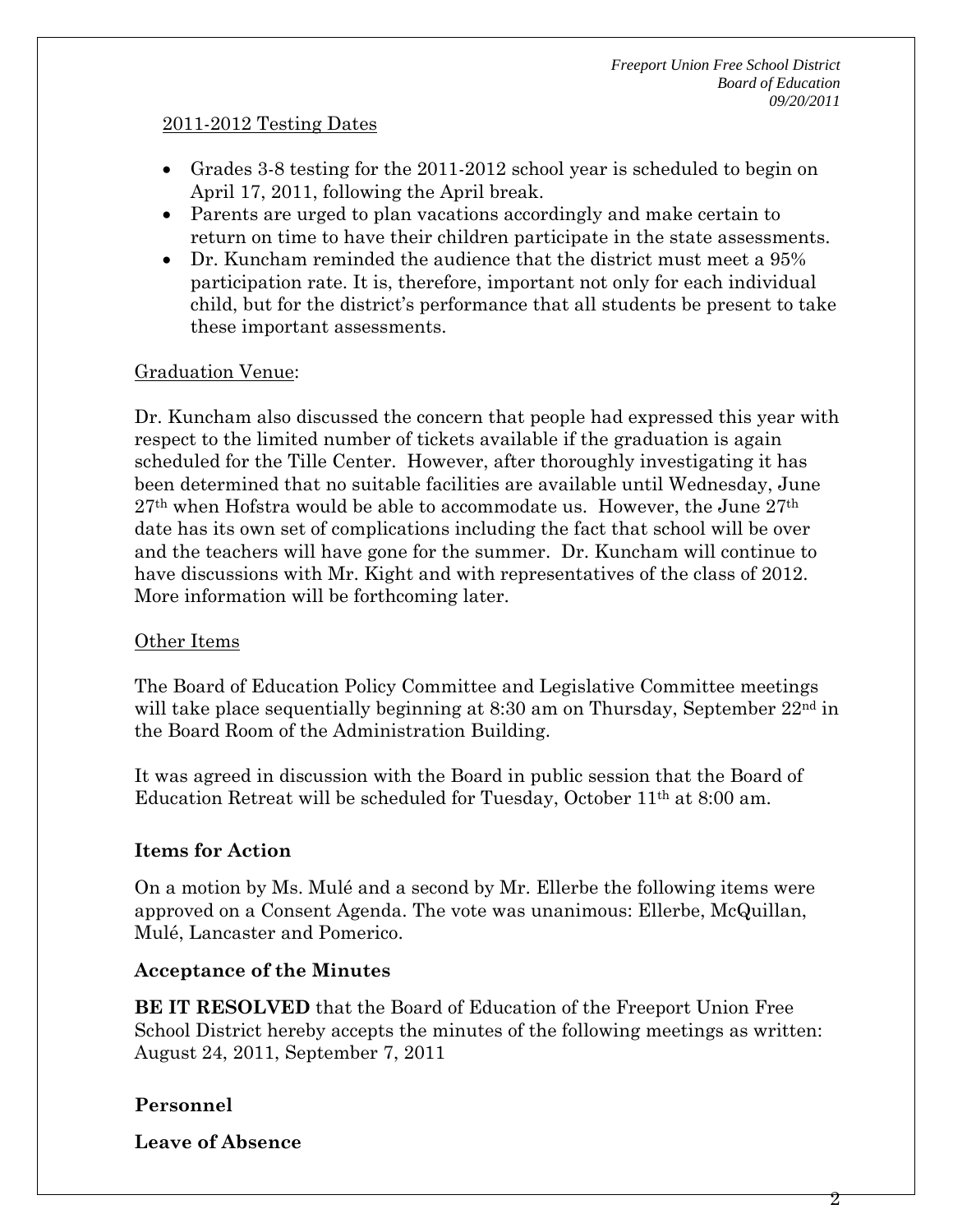2011-2012 Testing Dates

- Grades 3-8 testing for the 2011-2012 school year is scheduled to begin on April 17, 2011, following the April break.
- Parents are urged to plan vacations accordingly and make certain to return on time to have their children participate in the state assessments.
- Dr. Kuncham reminded the audience that the district must meet a 95% participation rate. It is, therefore, important not only for each individual child, but for the district's performance that all students be present to take these important assessments.

Graduation Venue:

Dr. Kuncham also discussed the concern that people had expressed this year with respect to the limited number of tickets available if the graduation is again scheduled for the Tille Center. However, after thoroughly investigating it has been determined that no suitable facilities are available until Wednesday, June 27th when Hofstra would be able to accommodate us. However, the June 27th date has its own set of complications including the fact that school will be over and the teachers will have gone for the summer. Dr. Kuncham will continue to have discussions with Mr. Kight and with representatives of the class of 2012. More information will be forthcoming later.

Other Items

The Board of Education Policy Committee and Legislative Committee meetings will take place sequentially beginning at 8:30 am on Thursday, September 22nd in the Board Room of the Administration Building.

It was agreed in discussion with the Board in public session that the Board of Education Retreat will be scheduled for Tuesday, October 11th at 8:00 am.

**Items for Action**

On a motion by Ms. Mulé and a second by Mr. Ellerbe the following items were approved on a Consent Agenda. The vote was unanimous: Ellerbe, McQuillan, Mulé, Lancaster and Pomerico.

**Acceptance of the Minutes**

**BE IT RESOLVED** that the Board of Education of the Freeport Union Free School District hereby accepts the minutes of the following meetings as written: August 24, 2011, September 7, 2011

**Personnel**

**Leave of Absence**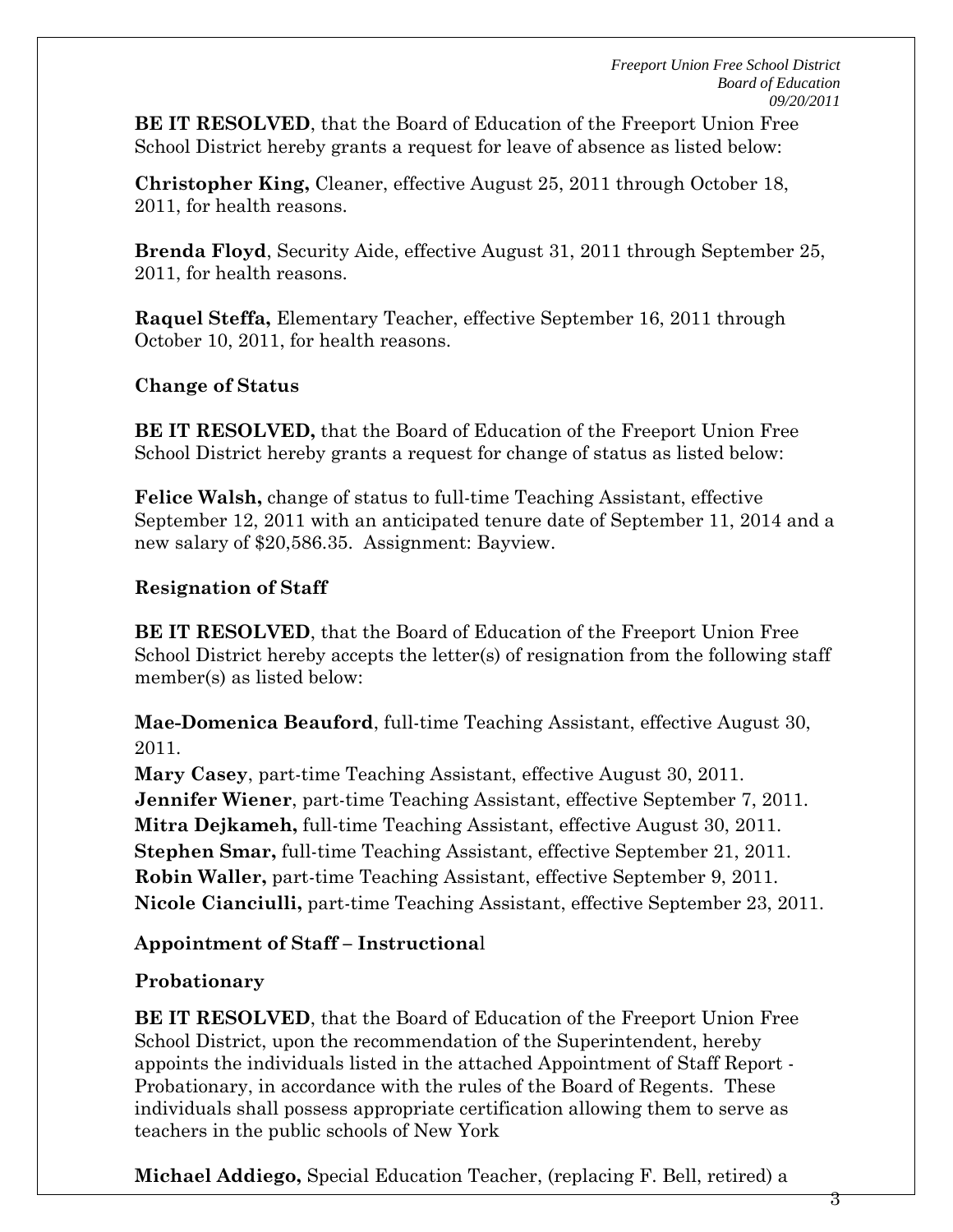**BE IT RESOLVED**, that the Board of Education of the Freeport Union Free School District hereby grants a request for leave of absence as listed below:

**Christopher King,** Cleaner, effective August 25, 2011 through October 18, 2011, for health reasons.

**Brenda Floyd**, Security Aide, effective August 31, 2011 through September 25, 2011, for health reasons.

**Raquel Steffa,** Elementary Teacher, effective September 16, 2011 through October 10, 2011, for health reasons.

**Change of Status**

**BE IT RESOLVED,** that the Board of Education of the Freeport Union Free School District hereby grants a request for change of status as listed below:

**Felice Walsh,** change of status to full-time Teaching Assistant, effective September 12, 2011 with an anticipated tenure date of September 11, 2014 and a new salary of $20,586.35. Assignment: Bayview.

**Resignation of Staff**

**BE IT RESOLVED**, that the Board of Education of the Freeport Union Free School District hereby accepts the letter(s) of resignation from the following staff member(s) as listed below:

**Mae-Domenica Beauford**, full-time Teaching Assistant, effective August 30, 2011.
**Mary Casey**, part-time Teaching Assistant, effective August 30, 2011.
**Jennifer Wiener**, part-time Teaching Assistant, effective September 7, 2011.
**Mitra Dejkameh,** full-time Teaching Assistant, effective August 30, 2011.
**Stephen Smar,** full-time Teaching Assistant, effective September 21, 2011.
**Robin Waller,** part-time Teaching Assistant, effective September 9, 2011.
**Nicole Cianciulli,** part-time Teaching Assistant, effective September 23, 2011.

**Appointment of Staff – Instructional**

**Probationary**

**BE IT RESOLVED**, that the Board of Education of the Freeport Union Free School District, upon the recommendation of the Superintendent, hereby appoints the individuals listed in the attached Appointment of Staff Report - Probationary, in accordance with the rules of the Board of Regents. These individuals shall possess appropriate certification allowing them to serve as teachers in the public schools of New York

**Michael Addiego,** Special Education Teacher, (replacing F. Bell, retired) a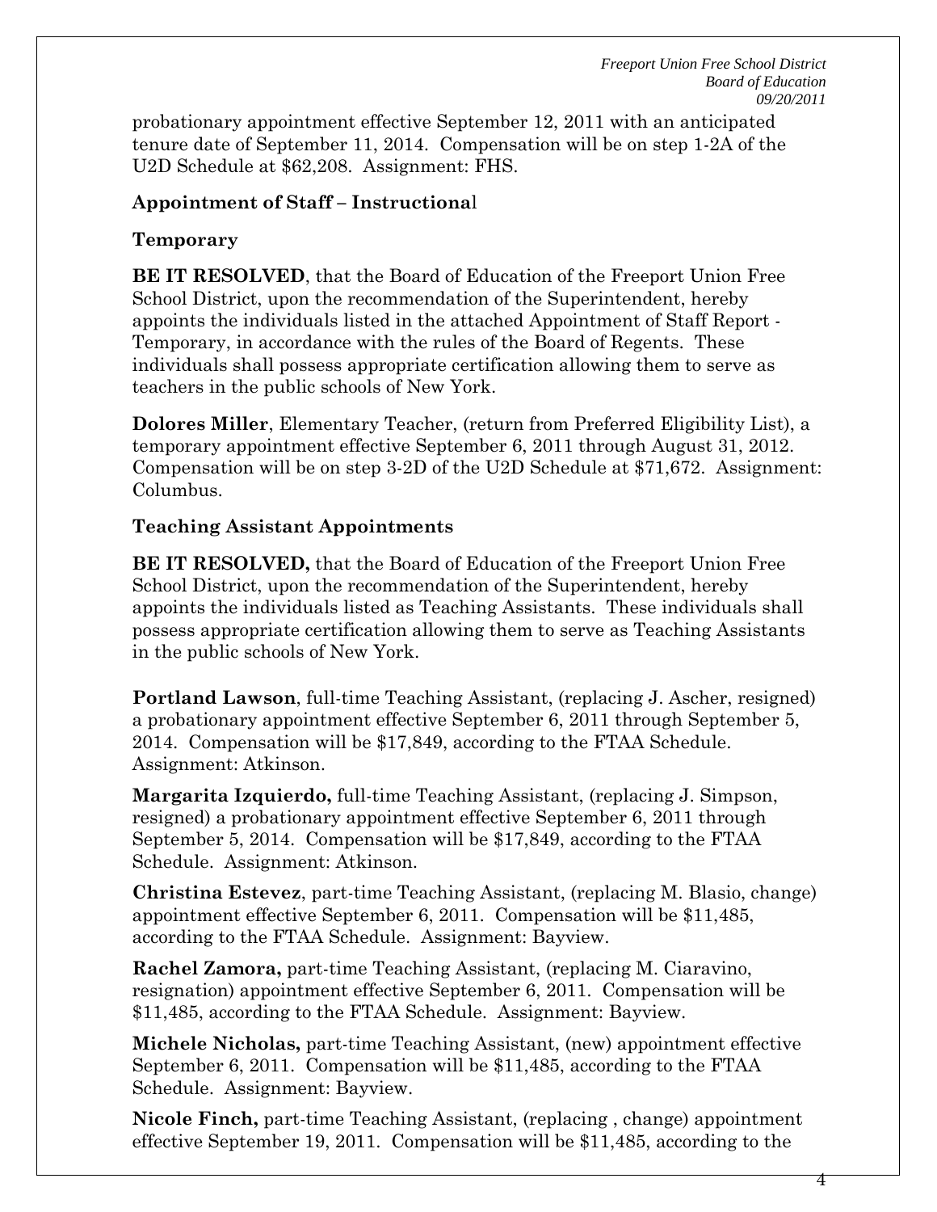probationary appointment effective September 12, 2011 with an anticipated tenure date of September 11, 2014. Compensation will be on step 1-2A of the U2D Schedule at $62,208. Assignment: FHS.

**Appointment of Staff – Instructiona**l

**Temporary**

**BE IT RESOLVED**, that the Board of Education of the Freeport Union Free School District, upon the recommendation of the Superintendent, hereby appoints the individuals listed in the attached Appointment of Staff Report - Temporary, in accordance with the rules of the Board of Regents. These individuals shall possess appropriate certification allowing them to serve as teachers in the public schools of New York.

**Dolores Miller**, Elementary Teacher, (return from Preferred Eligibility List), a temporary appointment effective September 6, 2011 through August 31, 2012. Compensation will be on step 3-2D of the U2D Schedule at $71,672. Assignment: Columbus.

**Teaching Assistant Appointments**

**BE IT RESOLVED,** that the Board of Education of the Freeport Union Free School District, upon the recommendation of the Superintendent, hereby appoints the individuals listed as Teaching Assistants. These individuals shall possess appropriate certification allowing them to serve as Teaching Assistants in the public schools of New York.

**Portland Lawson**, full-time Teaching Assistant, (replacing J. Ascher, resigned) a probationary appointment effective September 6, 2011 through September 5, 2014. Compensation will be $17,849, according to the FTAA Schedule. Assignment: Atkinson.

**Margarita Izquierdo,** full-time Teaching Assistant, (replacing J. Simpson, resigned) a probationary appointment effective September 6, 2011 through September 5, 2014. Compensation will be $17,849, according to the FTAA Schedule. Assignment: Atkinson.

**Christina Estevez**, part-time Teaching Assistant, (replacing M. Blasio, change) appointment effective September 6, 2011. Compensation will be $11,485, according to the FTAA Schedule. Assignment: Bayview.

**Rachel Zamora,** part-time Teaching Assistant, (replacing M. Ciaravino, resignation) appointment effective September 6, 2011. Compensation will be $11,485, according to the FTAA Schedule. Assignment: Bayview.

**Michele Nicholas,** part-time Teaching Assistant, (new) appointment effective September 6, 2011. Compensation will be $11,485, according to the FTAA Schedule. Assignment: Bayview.

**Nicole Finch,** part-time Teaching Assistant, (replacing , change) appointment effective September 19, 2011. Compensation will be $11,485, according to the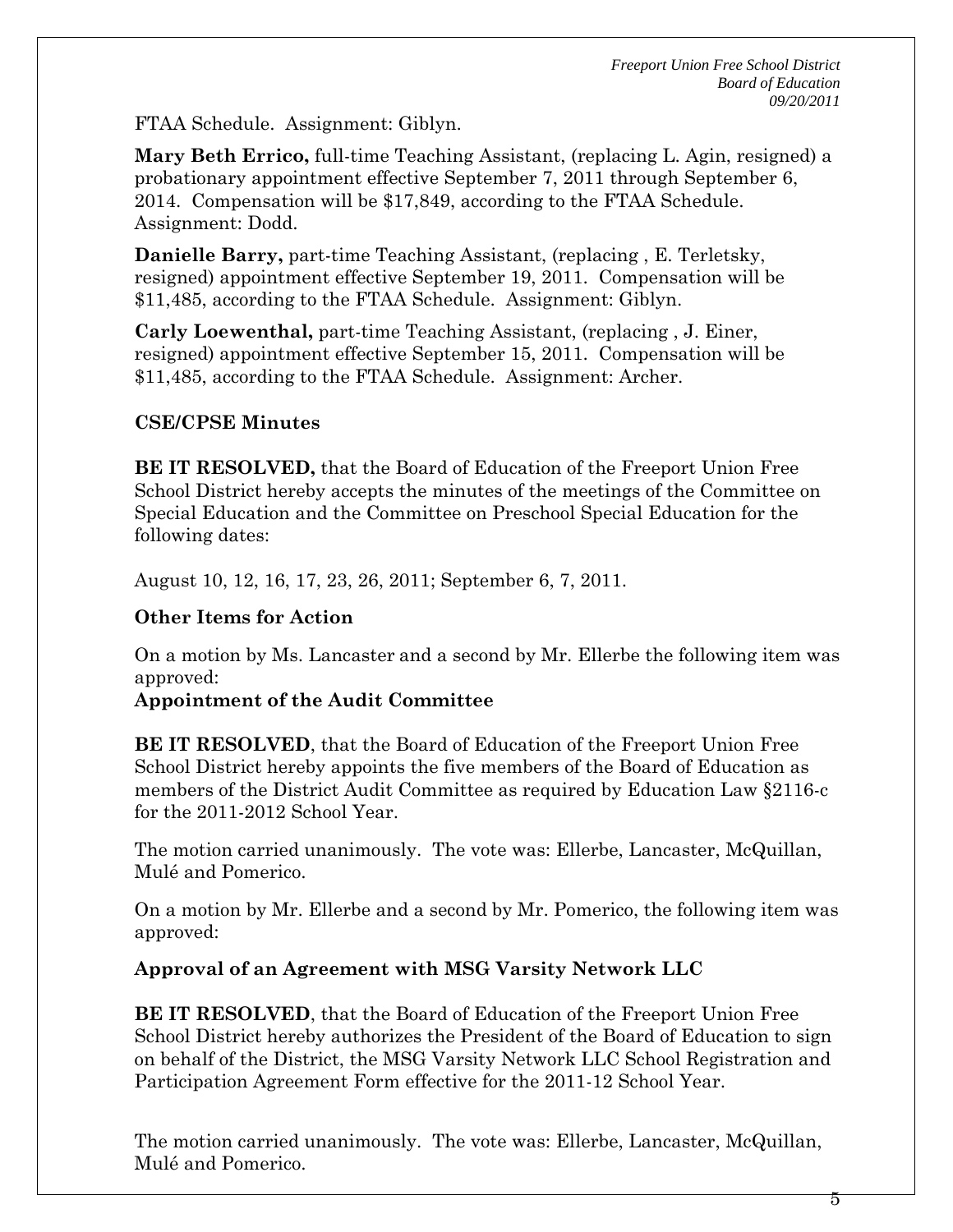FTAA Schedule. Assignment: Giblyn.

**Mary Beth Errico,** full-time Teaching Assistant, (replacing L. Agin, resigned) a probationary appointment effective September 7, 2011 through September 6, 2014. Compensation will be $17,849, according to the FTAA Schedule. Assignment: Dodd.

**Danielle Barry,** part-time Teaching Assistant, (replacing , E. Terletsky, resigned) appointment effective September 19, 2011. Compensation will be $11,485, according to the FTAA Schedule. Assignment: Giblyn.

**Carly Loewenthal,** part-time Teaching Assistant, (replacing , J. Einer, resigned) appointment effective September 15, 2011. Compensation will be $11,485, according to the FTAA Schedule. Assignment: Archer.

**CSE/CPSE Minutes**

**BE IT RESOLVED,** that the Board of Education of the Freeport Union Free School District hereby accepts the minutes of the meetings of the Committee on Special Education and the Committee on Preschool Special Education for the following dates:

August 10, 12, 16, 17, 23, 26, 2011; September 6, 7, 2011.

**Other Items for Action**

On a motion by Ms. Lancaster and a second by Mr. Ellerbe the following item was approved:

**Appointment of the Audit Committee**

**BE IT RESOLVED**, that the Board of Education of the Freeport Union Free School District hereby appoints the five members of the Board of Education as members of the District Audit Committee as required by Education Law §2116-c for the 2011-2012 School Year.

The motion carried unanimously. The vote was: Ellerbe, Lancaster, McQuillan, Mulé and Pomerico.

On a motion by Mr. Ellerbe and a second by Mr. Pomerico, the following item was approved:

**Approval of an Agreement with MSG Varsity Network LLC**

**BE IT RESOLVED**, that the Board of Education of the Freeport Union Free School District hereby authorizes the President of the Board of Education to sign on behalf of the District, the MSG Varsity Network LLC School Registration and Participation Agreement Form effective for the 2011-12 School Year.

The motion carried unanimously. The vote was: Ellerbe, Lancaster, McQuillan, Mulé and Pomerico.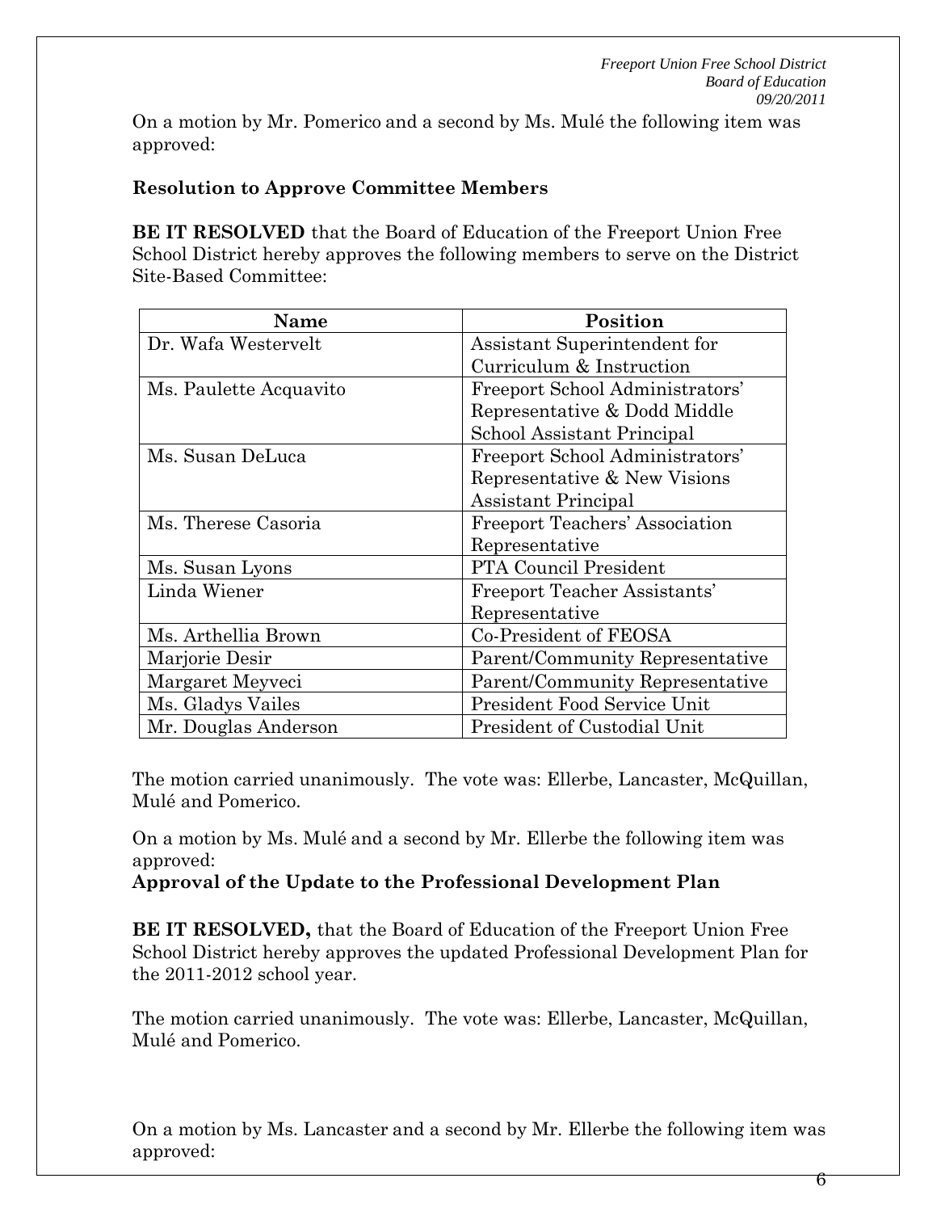On a motion by Mr. Pomerico and a second by Ms. Mulé the following item was approved:

**Resolution to Approve Committee Members**

**BE IT RESOLVED** that the Board of Education of the Freeport Union Free School District hereby approves the following members to serve on the District Site-Based Committee:

| Name | Position |
|---|---|
| Dr. Wafa Westervelt | Assistant Superintendent for Curriculum & Instruction |
| Ms. Paulette Acquavito | Freeport School Administrators' Representative & Dodd Middle School Assistant Principal |
| Ms. Susan DeLuca | Freeport School Administrators' Representative & New Visions Assistant Principal |
| Ms. Therese Casoria | Freeport Teachers' Association Representative |
| Ms. Susan Lyons | PTA Council President |
| Linda Wiener | Freeport Teacher Assistants' Representative |
| Ms. Arthellia Brown | Co-President of FEOSA |
| Marjorie Desir | Parent/Community Representative |
| Margaret Meyveci | Parent/Community Representative |
| Ms. Gladys Vailes | President Food Service Unit |
| Mr. Douglas Anderson | President of Custodial Unit |

The motion carried unanimously. The vote was: Ellerbe, Lancaster, McQuillan, Mulé and Pomerico.

On a motion by Ms. Mulé and a second by Mr. Ellerbe the following item was approved:

**Approval of the Update to the Professional Development Plan**

**BE IT RESOLVED,** that the Board of Education of the Freeport Union Free School District hereby approves the updated Professional Development Plan for the 2011-2012 school year.

The motion carried unanimously. The vote was: Ellerbe, Lancaster, McQuillan, Mulé and Pomerico.

On a motion by Ms. Lancaster and a second by Mr. Ellerbe the following item was approved: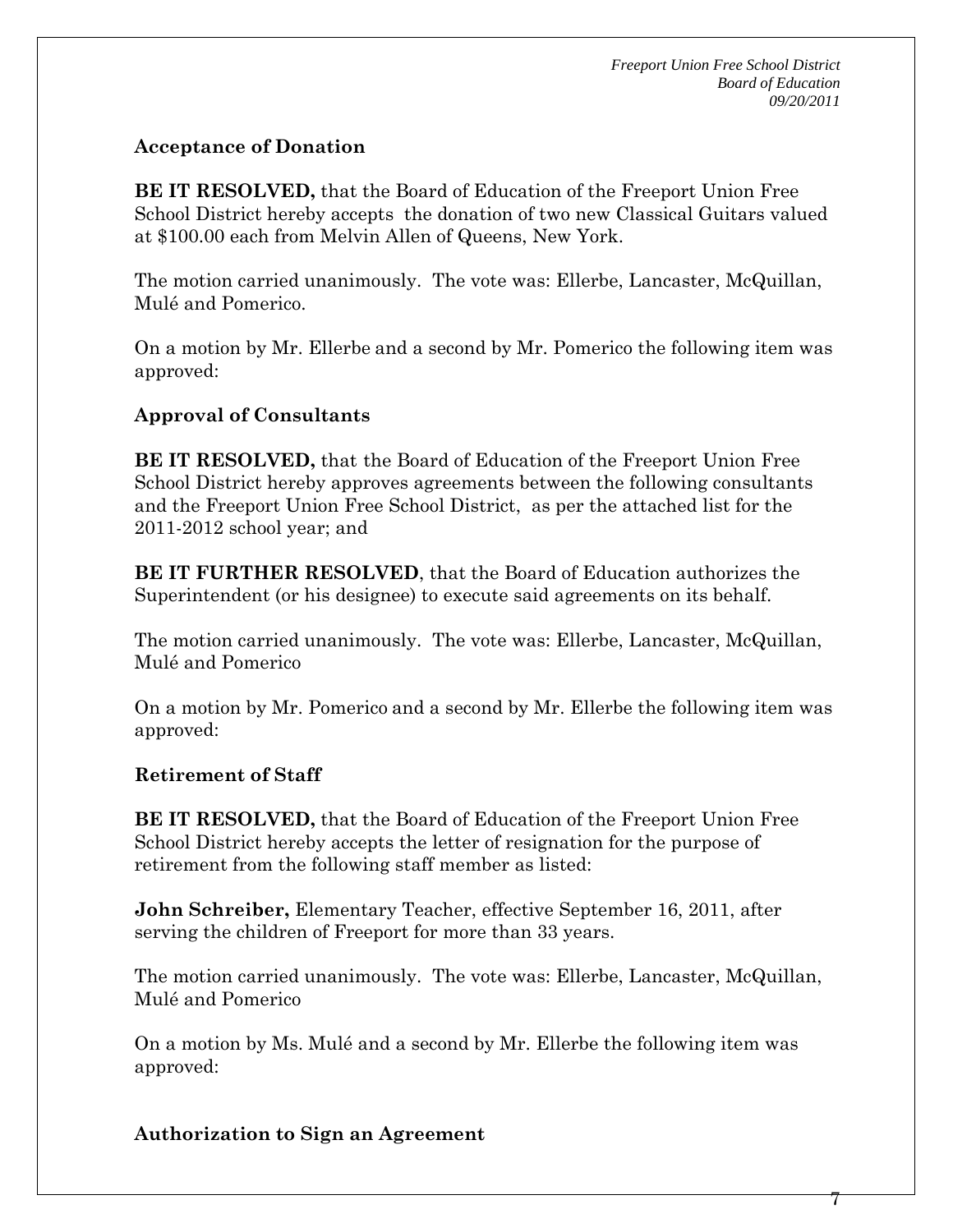### Acceptance of Donation

**BE IT RESOLVED,** that the Board of Education of the Freeport Union Free School District hereby accepts the donation of two new Classical Guitars valued at $100.00 each from Melvin Allen of Queens, New York.

The motion carried unanimously. The vote was: Ellerbe, Lancaster, McQuillan, Mulé and Pomerico.

On a motion by Mr. Ellerbe and a second by Mr. Pomerico the following item was approved:

### Approval of Consultants

**BE IT RESOLVED,** that the Board of Education of the Freeport Union Free School District hereby approves agreements between the following consultants and the Freeport Union Free School District, as per the attached list for the 2011-2012 school year; and

**BE IT FURTHER RESOLVED**, that the Board of Education authorizes the Superintendent (or his designee) to execute said agreements on its behalf.

The motion carried unanimously. The vote was: Ellerbe, Lancaster, McQuillan, Mulé and Pomerico

On a motion by Mr. Pomerico and a second by Mr. Ellerbe the following item was approved:

### Retirement of Staff

**BE IT RESOLVED,** that the Board of Education of the Freeport Union Free School District hereby accepts the letter of resignation for the purpose of retirement from the following staff member as listed:

**John Schreiber,** Elementary Teacher, effective September 16, 2011, after serving the children of Freeport for more than 33 years.

The motion carried unanimously. The vote was: Ellerbe, Lancaster, McQuillan, Mulé and Pomerico

On a motion by Ms. Mulé and a second by Mr. Ellerbe the following item was approved:

### Authorization to Sign an Agreement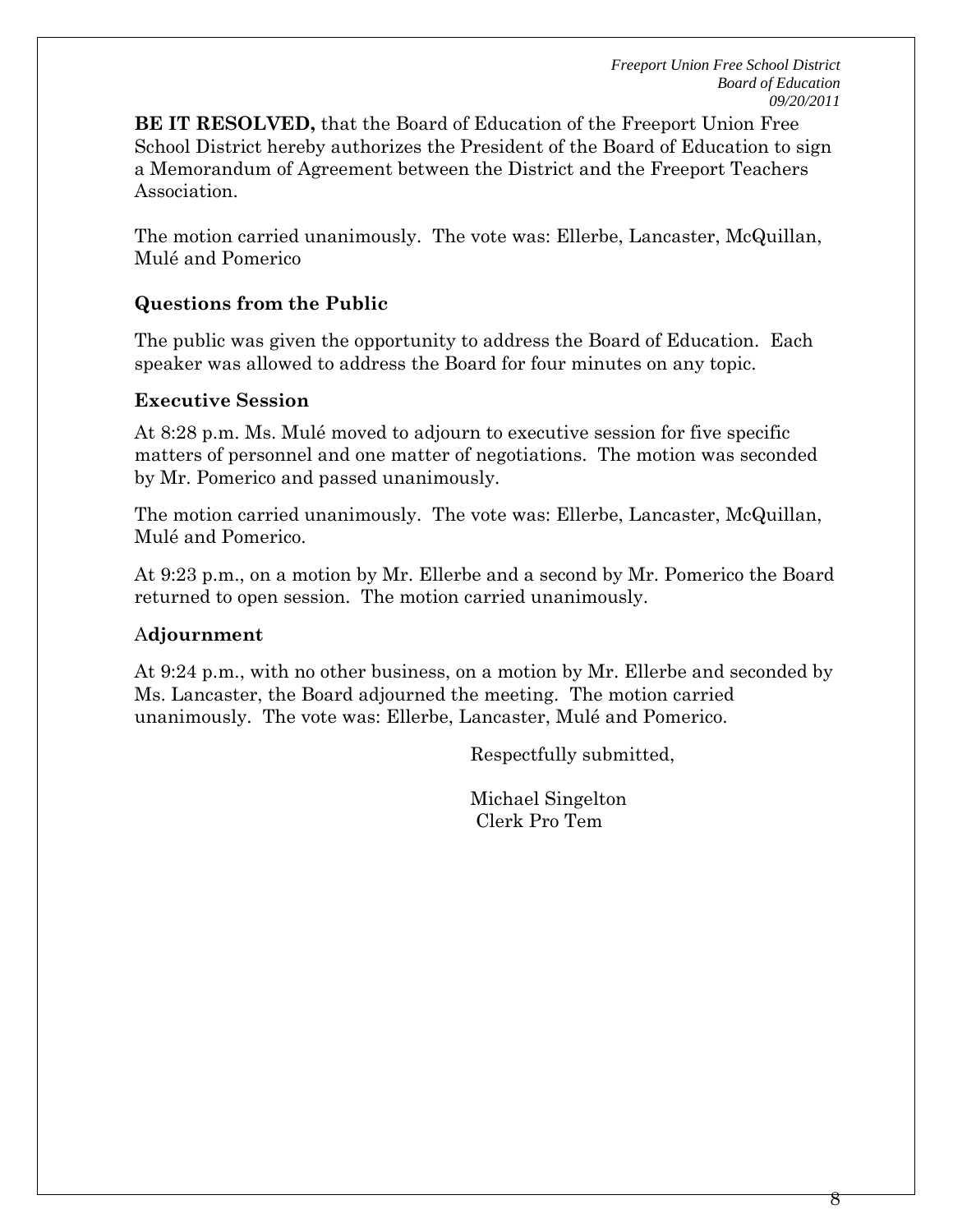**BE IT RESOLVED,** that the Board of Education of the Freeport Union Free School District hereby authorizes the President of the Board of Education to sign a Memorandum of Agreement between the District and the Freeport Teachers Association.

The motion carried unanimously. The vote was: Ellerbe, Lancaster, McQuillan, Mulé and Pomerico

**Questions from the Public**

The public was given the opportunity to address the Board of Education. Each speaker was allowed to address the Board for four minutes on any topic.

**Executive Session**

At 8:28 p.m. Ms. Mulé moved to adjourn to executive session for five specific matters of personnel and one matter of negotiations. The motion was seconded by Mr. Pomerico and passed unanimously.

The motion carried unanimously. The vote was: Ellerbe, Lancaster, McQuillan, Mulé and Pomerico.

At 9:23 p.m., on a motion by Mr. Ellerbe and a second by Mr. Pomerico the Board returned to open session. The motion carried unanimously.

A**djournment**

At 9:24 p.m., with no other business, on a motion by Mr. Ellerbe and seconded by Ms. Lancaster, the Board adjourned the meeting. The motion carried unanimously. The vote was: Ellerbe, Lancaster, Mulé and Pomerico.

Respectfully submitted,

Michael Singelton
Clerk Pro Tem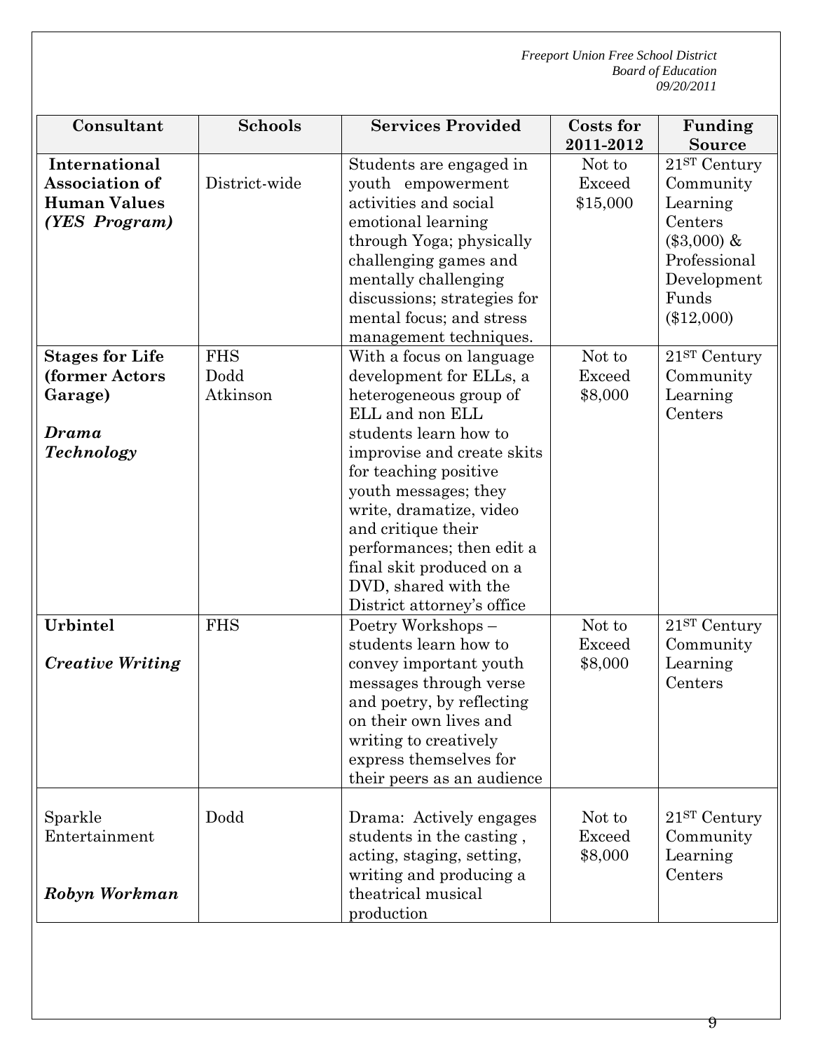*Freeport Union Free School District*
*Board of Education*
*09/20/2011*

| Consultant | Schools | Services Provided | Costs for 2011-2012 | Funding Source |
|---|---|---|---|---|
| **International Association of Human Values** ***(YES Program)*** | District-wide | Students are engaged in youth empowerment activities and social emotional learning through Yoga; physically challenging games and mentally challenging discussions; strategies for mental focus; and stress management techniques. | Not to Exceed $15,000 | 21ST Century Community Learning Centers ($3,000) & Professional Development Funds ($12,000) |
| **Stages for Life (former Actors Garage)** ***Drama Technology*** | FHS Dodd Atkinson | With a focus on language development for ELLs, a heterogeneous group of ELL and non ELL students learn how to improvise and create skits for teaching positive youth messages; they write, dramatize, video and critique their performances; then edit a final skit produced on a DVD, shared with the District attorney's office | Not to Exceed $8,000 | 21ST Century Community Learning Centers |
| **Urbintel** ***Creative Writing*** | FHS | Poetry Workshops – students learn how to convey important youth messages through verse and poetry, by reflecting on their own lives and writing to creatively express themselves for their peers as an audience | Not to Exceed $8,000 | 21ST Century Community Learning Centers |
| Sparkle Entertainment ***Robyn Workman*** | Dodd | Drama: Actively engages students in the casting , acting, staging, setting, writing and producing a theatrical musical production | Not to Exceed $8,000 | 21ST Century Community Learning Centers |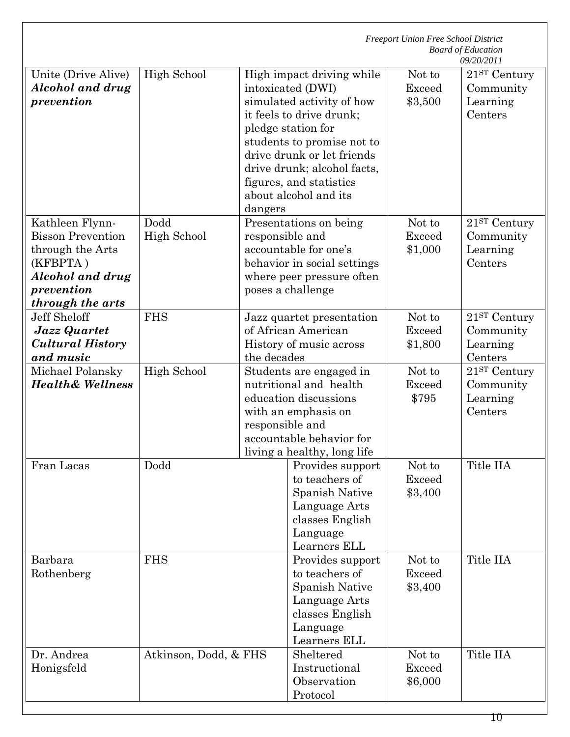| | | | | |
|---|---|---|---|---|
| Unite (Drive Alive) ***Alcohol and drug prevention*** | High School | High impact driving while intoxicated (DWI) simulated activity of how it feels to drive drunk; pledge station for students to promise not to drive drunk or let friends drive drunk; alcohol facts, figures, and statistics about alcohol and its dangers | Not to Exceed $3,500 | 21ST Century Community Learning Centers |
| Kathleen Flynn-Bisson Prevention through the Arts (KFBPTA ) ***Alcohol and drug prevention through the arts*** | Dodd High School | Presentations on being responsible and accountable for one's behavior in social settings where peer pressure often poses a challenge | Not to Exceed $1,000 | 21ST Century Community Learning Centers |
| Jeff Sheloff ***Jazz Quartet Cultural History and music*** | FHS | Jazz quartet presentation of African American History of music across the decades | Not to Exceed $1,800 | 21ST Century Community Learning Centers |
| Michael Polansky ***Health& Wellness*** | High School | Students are engaged in nutritional and health education discussions with an emphasis on responsible and accountable behavior for living a healthy, long life | Not to Exceed $795 | 21ST Century Community Learning Centers |
| Fran Lacas | Dodd | Provides support to teachers of Spanish Native Language Arts classes English Language Learners ELL | Not to Exceed $3,400 | Title IIA |
| Barbara Rothenberg | FHS | Provides support to teachers of Spanish Native Language Arts classes English Language Learners ELL | Not to Exceed $3,400 | Title IIA |
| Dr. Andrea Honigsfeld | Atkinson, Dodd, & FHS | Sheltered Instructional Observation Protocol | Not to Exceed $6,000 | Title IIA |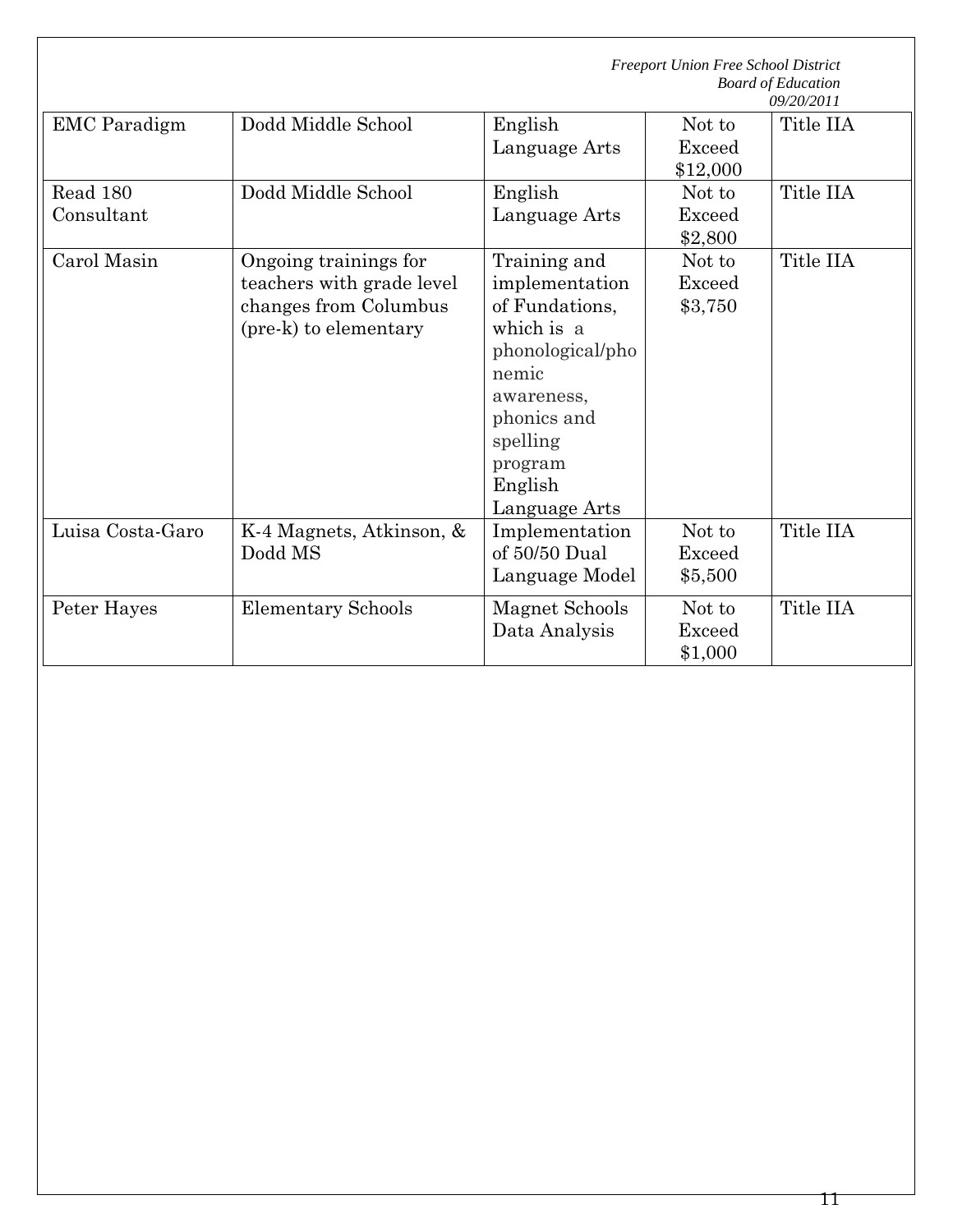| | | | | |
|---|---|---|---|---|
| EMC Paradigm | Dodd Middle School | English Language Arts | Not to Exceed $12,000 | Title IIA |
| Read 180 Consultant | Dodd Middle School | English Language Arts | Not to Exceed $2,800 | Title IIA |
| Carol Masin | Ongoing trainings for teachers with grade level changes from Columbus (pre-k) to elementary | Training and implementation of Fundations, which is a phonological/phonemic awareness, phonics and spelling program English Language Arts | Not to Exceed $3,750 | Title IIA |
| Luisa Costa-Garo | K-4 Magnets, Atkinson, & Dodd MS | Implementation of 50/50 Dual Language Model | Not to Exceed $5,500 | Title IIA |
| Peter Hayes | Elementary Schools | Magnet Schools Data Analysis | Not to Exceed $1,000 | Title IIA |